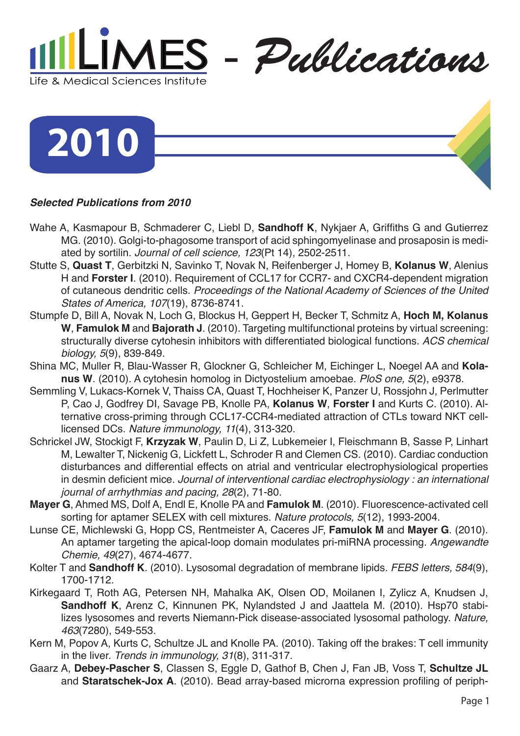# LiMES - Publications

Life & Medical Sciences Institute

## 2010

***Selected Publications from 2010***

Wahe A, Kasmapour B, Schmaderer C, Liebl D, **Sandhoff K**, Nykjaer A, Griffiths G and Gutierrez MG. (2010). Golgi-to-phagosome transport of acid sphingomyelinase and prosaposin is mediated by sortilin. *Journal of cell science, 123*(Pt 14), 2502-2511.

Stutte S, **Quast T**, Gerbitzki N, Savinko T, Novak N, Reifenberger J, Homey B, **Kolanus W**, Alenius H and **Forster I**. (2010). Requirement of CCL17 for CCR7- and CXCR4-dependent migration of cutaneous dendritic cells. *Proceedings of the National Academy of Sciences of the United States of America, 107*(19), 8736-8741.

Stumpfe D, Bill A, Novak N, Loch G, Blockus H, Geppert H, Becker T, Schmitz A, **Hoch M, Kolanus W**, **Famulok M** and **Bajorath J**. (2010). Targeting multifunctional proteins by virtual screening: structurally diverse cytohesin inhibitors with differentiated biological functions. *ACS chemical biology, 5*(9), 839-849.

Shina MC, Muller R, Blau-Wasser R, Glockner G, Schleicher M, Eichinger L, Noegel AA and **Kolanus W**. (2010). A cytohesin homolog in Dictyostelium amoebae. *PloS one, 5*(2), e9378.

Semmling V, Lukacs-Kornek V, Thaiss CA, Quast T, Hochheiser K, Panzer U, Rossjohn J, Perlmutter P, Cao J, Godfrey DI, Savage PB, Knolle PA, **Kolanus W**, **Forster I** and Kurts C. (2010). Alternative cross-priming through CCL17-CCR4-mediated attraction of CTLs toward NKT cell-licensed DCs. *Nature immunology, 11*(4), 313-320.

Schrickel JW, Stockigt F, **Krzyzak W**, Paulin D, Li Z, Lubkemeier I, Fleischmann B, Sasse P, Linhart M, Lewalter T, Nickenig G, Lickfett L, Schroder R and Clemen CS. (2010). Cardiac conduction disturbances and differential effects on atrial and ventricular electrophysiological properties in desmin deficient mice. *Journal of interventional cardiac electrophysiology : an international journal of arrhythmias and pacing, 28*(2), 71-80.

**Mayer G**, Ahmed MS, Dolf A, Endl E, Knolle PA and **Famulok M**. (2010). Fluorescence-activated cell sorting for aptamer SELEX with cell mixtures. *Nature protocols, 5*(12), 1993-2004.

Lunse CE, Michlewski G, Hopp CS, Rentmeister A, Caceres JF, **Famulok M** and **Mayer G**. (2010). An aptamer targeting the apical-loop domain modulates pri-miRNA processing. *Angewandte Chemie, 49*(27), 4674-4677.

Kolter T and **Sandhoff K**. (2010). Lysosomal degradation of membrane lipids. *FEBS letters, 584*(9), 1700-1712.

Kirkegaard T, Roth AG, Petersen NH, Mahalka AK, Olsen OD, Moilanen I, Zylicz A, Knudsen J, **Sandhoff K**, Arenz C, Kinnunen PK, Nylandsted J and Jaattela M. (2010). Hsp70 stabilizes lysosomes and reverts Niemann-Pick disease-associated lysosomal pathology. *Nature, 463*(7280), 549-553.

Kern M, Popov A, Kurts C, Schultze JL and Knolle PA. (2010). Taking off the brakes: T cell immunity in the liver. *Trends in immunology, 31*(8), 311-317.

Gaarz A, **Debey-Pascher S**, Classen S, Eggle D, Gathof B, Chen J, Fan JB, Voss T, **Schultze JL** and **Staratschek-Jox A**. (2010). Bead array-based microrna expression profiling of periph-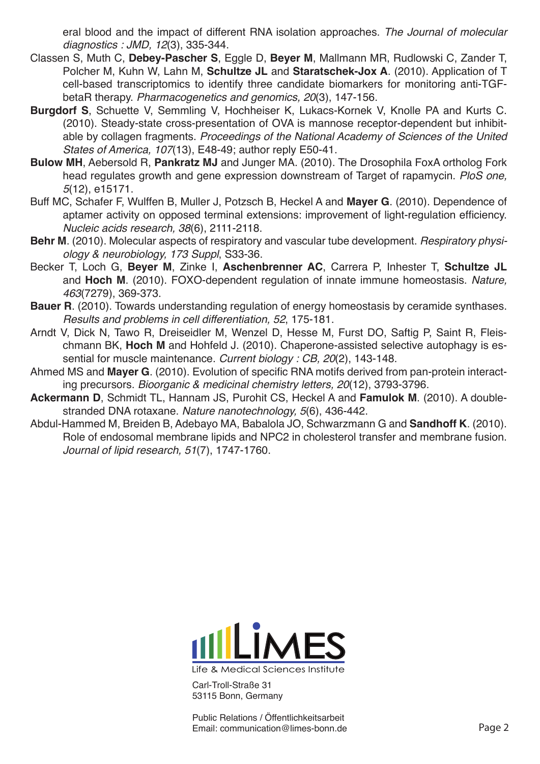eral blood and the impact of different RNA isolation approaches. *The Journal of molecular diagnostics : JMD, 12*(3), 335-344.

Classen S, Muth C, **Debey-Pascher S**, Eggle D, **Beyer M**, Mallmann MR, Rudlowski C, Zander T, Polcher M, Kuhn W, Lahn M, **Schultze JL** and **Staratschek-Jox A**. (2010). Application of T cell-based transcriptomics to identify three candidate biomarkers for monitoring anti-TGFbetaR therapy. *Pharmacogenetics and genomics, 20*(3), 147-156.

**Burgdorf S**, Schuette V, Semmling V, Hochheiser K, Lukacs-Kornek V, Knolle PA and Kurts C. (2010). Steady-state cross-presentation of OVA is mannose receptor-dependent but inhibitable by collagen fragments. *Proceedings of the National Academy of Sciences of the United States of America, 107*(13), E48-49; author reply E50-41.

**Bulow MH**, Aebersold R, **Pankratz MJ** and Junger MA. (2010). The Drosophila FoxA ortholog Fork head regulates growth and gene expression downstream of Target of rapamycin. *PloS one, 5*(12), e15171.

Buff MC, Schafer F, Wulffen B, Muller J, Potzsch B, Heckel A and **Mayer G**. (2010). Dependence of aptamer activity on opposed terminal extensions: improvement of light-regulation efficiency. *Nucleic acids research, 38*(6), 2111-2118.

**Behr M**. (2010). Molecular aspects of respiratory and vascular tube development. *Respiratory physiology & neurobiology, 173 Suppl*, S33-36.

Becker T, Loch G, **Beyer M**, Zinke I, **Aschenbrenner AC**, Carrera P, Inhester T, **Schultze JL** and **Hoch M**. (2010). FOXO-dependent regulation of innate immune homeostasis. *Nature, 463*(7279), 369-373.

**Bauer R**. (2010). Towards understanding regulation of energy homeostasis by ceramide synthases. *Results and problems in cell differentiation, 52*, 175-181.

Arndt V, Dick N, Tawo R, Dreiseidler M, Wenzel D, Hesse M, Furst DO, Saftig P, Saint R, Fleischmann BK, **Hoch M** and Hohfeld J. (2010). Chaperone-assisted selective autophagy is essential for muscle maintenance. *Current biology : CB, 20*(2), 143-148.

Ahmed MS and **Mayer G**. (2010). Evolution of specific RNA motifs derived from pan-protein interacting precursors. *Bioorganic & medicinal chemistry letters, 20*(12), 3793-3796.

**Ackermann D**, Schmidt TL, Hannam JS, Purohit CS, Heckel A and **Famulok M**. (2010). A double-stranded DNA rotaxane. *Nature nanotechnology, 5*(6), 436-442.

Abdul-Hammed M, Breiden B, Adebayo MA, Babalola JO, Schwarzmann G and **Sandhoff K**. (2010). Role of endosomal membrane lipids and NPC2 in cholesterol transfer and membrane fusion. *Journal of lipid research, 51*(7), 1747-1760.

LIMES
Life & Medical Sciences Institute

Carl-Troll-Straße 31
53115 Bonn, Germany

Public Relations / Öffentlichkeitsarbeit
Email: communication@limes-bonn.de